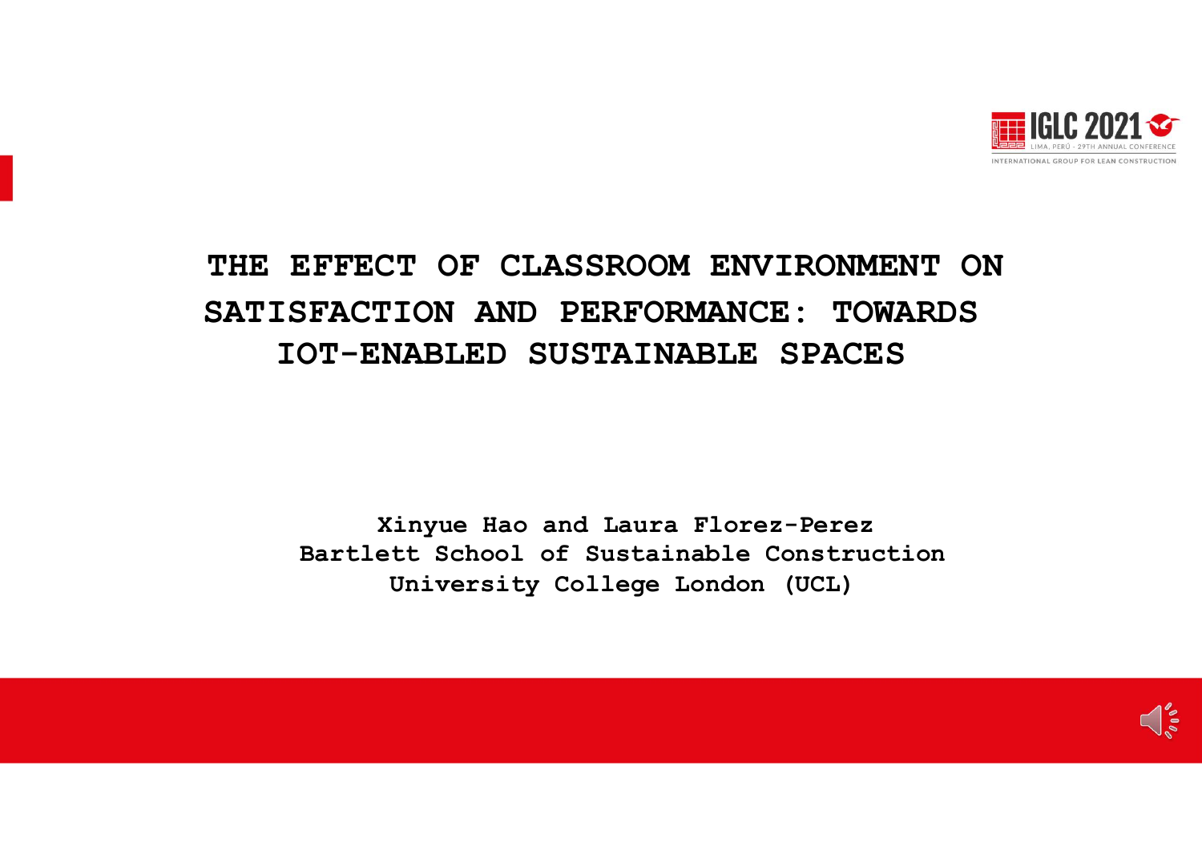# THE EFFECT OF CLASSROOM ENVIRONMENT ON SATISFACTION AND PERFORMANCE: TOWARDS IOT-ENABLED SUSTAINABLE SPACES

**Xinyue Hao and Laura Florez-Perez**
**Bartlett School of Sustainable Construction**
**University College London (UCL)**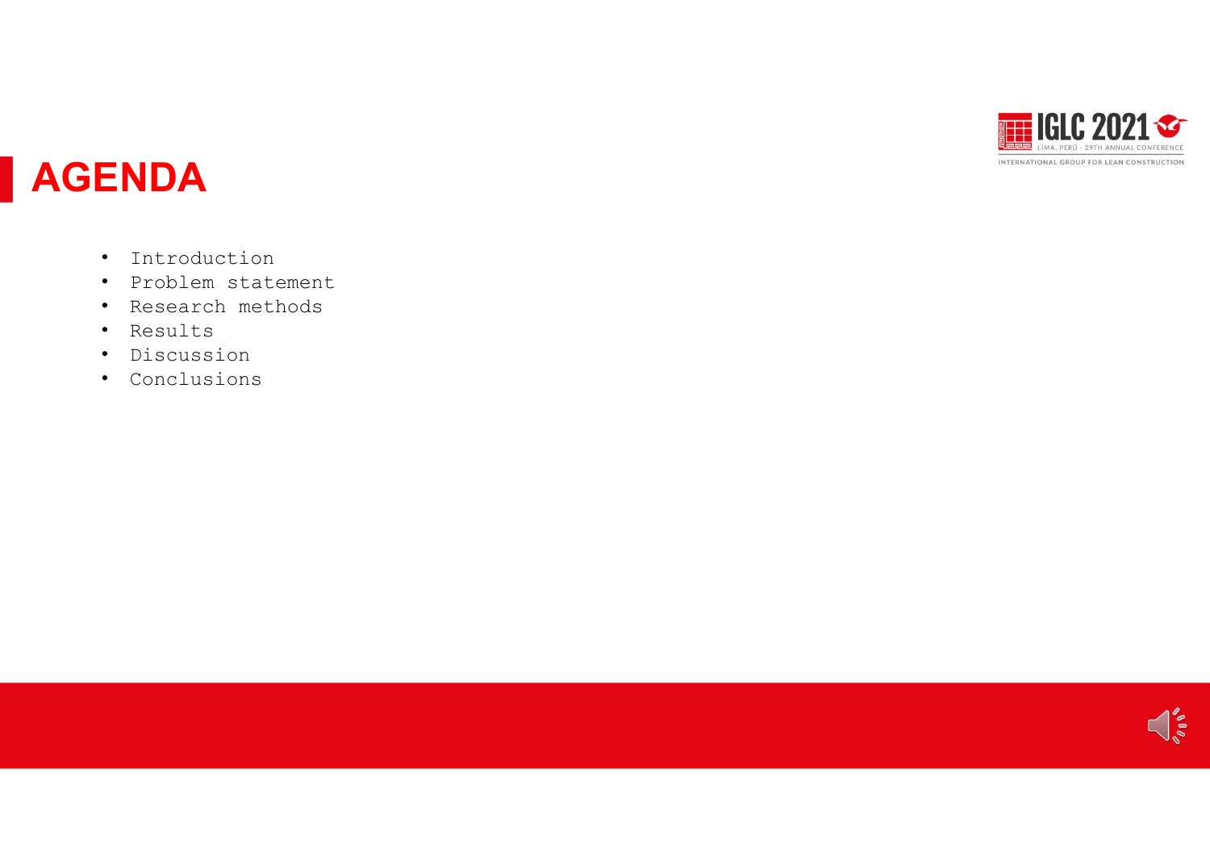# AGENDA

- Introduction
- Problem statement
- Research methods
- Results
- Discussion
- Conclusions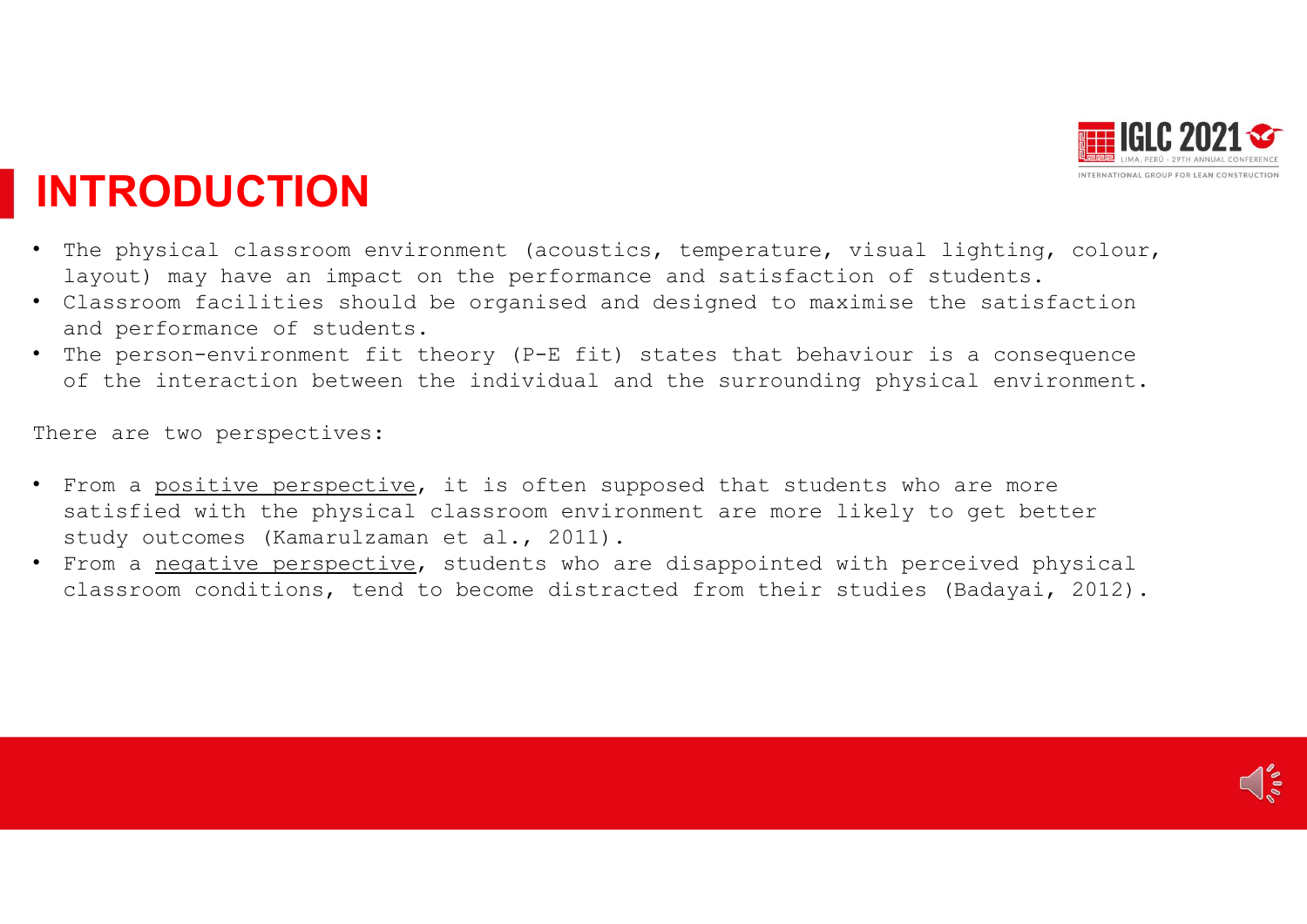# INTRODUCTION

- The physical classroom environment (acoustics, temperature, visual lighting, colour, layout) may have an impact on the performance and satisfaction of students.
- Classroom facilities should be organised and designed to maximise the satisfaction and performance of students.
- The person-environment fit theory (P-E fit) states that behaviour is a consequence of the interaction between the individual and the surrounding physical environment.

There are two perspectives:

- From a <u>positive perspective</u>, it is often supposed that students who are more satisfied with the physical classroom environment are more likely to get better study outcomes (Kamarulzaman et al., 2011).
- From a <u>negative perspective</u>, students who are disappointed with perceived physical classroom conditions, tend to become distracted from their studies (Badayai, 2012).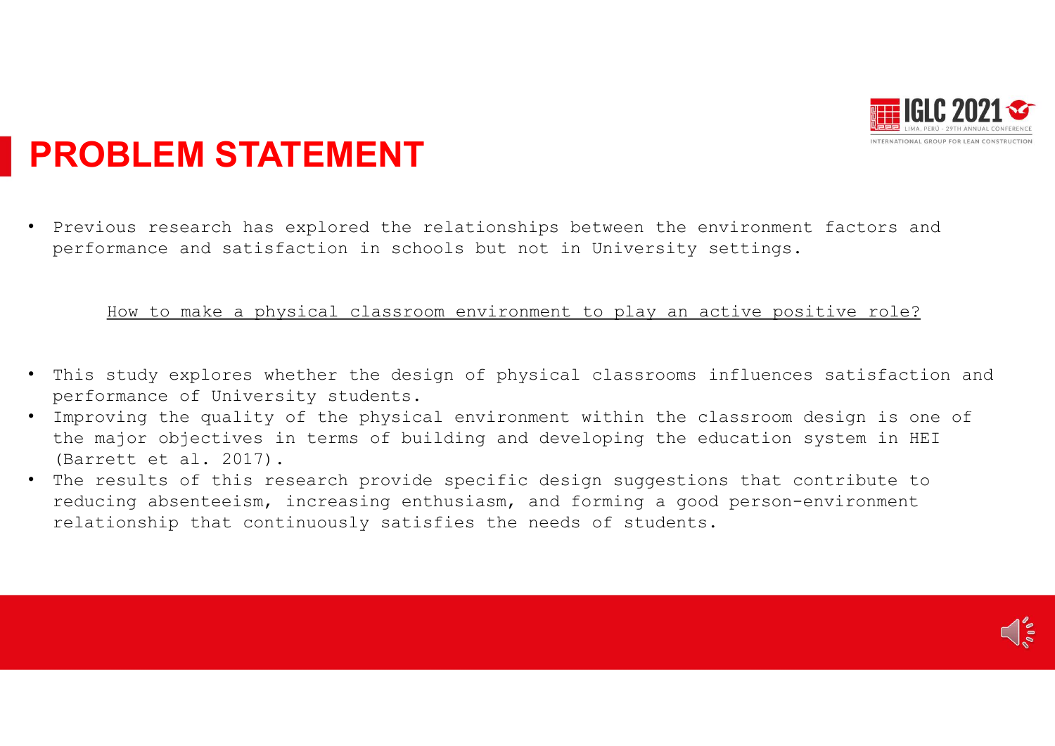# PROBLEM STATEMENT

- Previous research has explored the relationships between the environment factors and performance and satisfaction in schools but not in University settings.

<u>How to make a physical classroom environment to play an active positive role?</u>

- This study explores whether the design of physical classrooms influences satisfaction and performance of University students.
- Improving the quality of the physical environment within the classroom design is one of the major objectives in terms of building and developing the education system in HEI (Barrett et al. 2017).
- The results of this research provide specific design suggestions that contribute to reducing absenteeism, increasing enthusiasm, and forming a good person-environment relationship that continuously satisfies the needs of students.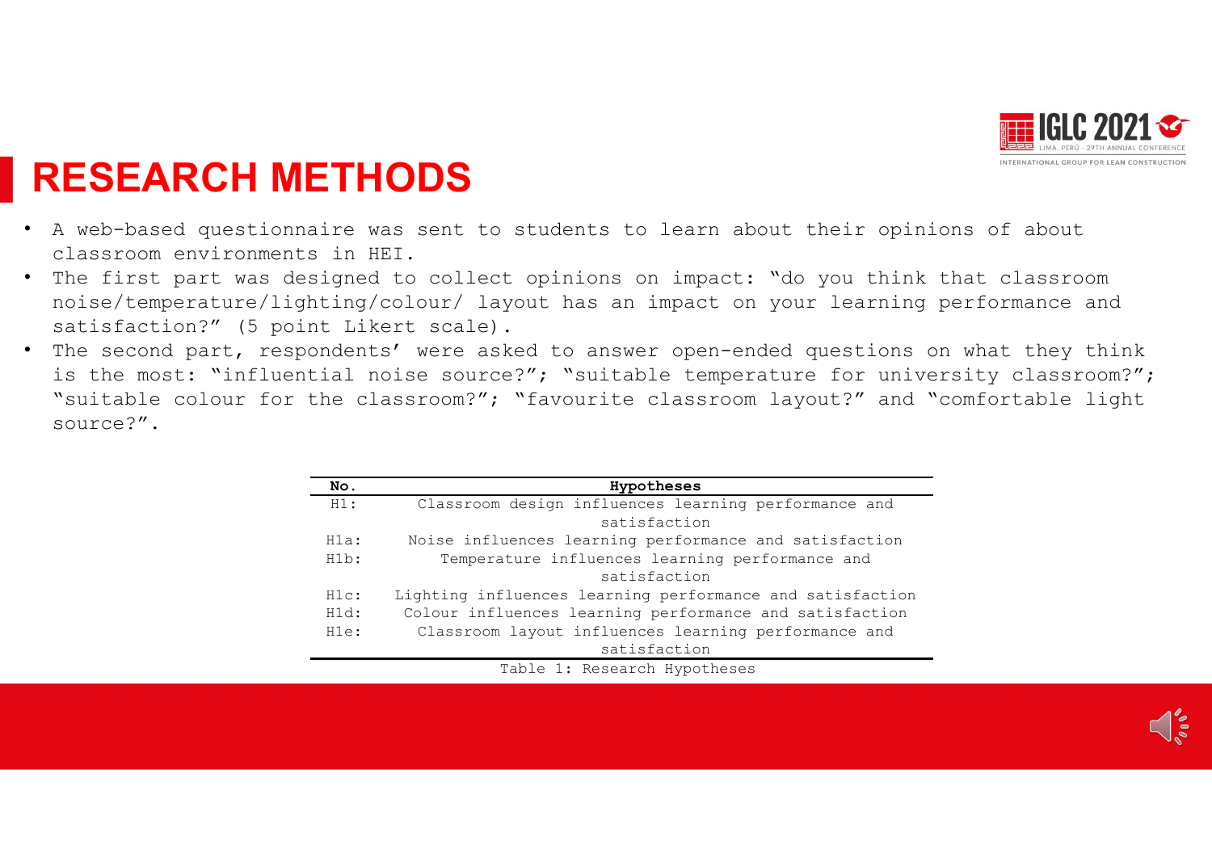# RESEARCH METHODS

- A web-based questionnaire was sent to students to learn about their opinions of about classroom environments in HEI.
- The first part was designed to collect opinions on impact: "do you think that classroom noise/temperature/lighting/colour/ layout has an impact on your learning performance and satisfaction?" (5 point Likert scale).
- The second part, respondents' were asked to answer open-ended questions on what they think is the most: "influential noise source?"; "suitable temperature for university classroom?"; "suitable colour for the classroom?"; "favourite classroom layout?" and "comfortable light source?".

| No. | Hypotheses |
|---|---|
| H1: | Classroom design influences learning performance and satisfaction |
| H1a: | Noise influences learning performance and satisfaction |
| H1b: | Temperature influences learning performance and satisfaction |
| H1c: | Lighting influences learning performance and satisfaction |
| H1d: | Colour influences learning performance and satisfaction |
| H1e: | Classroom layout influences learning performance and satisfaction |

Table 1: Research Hypotheses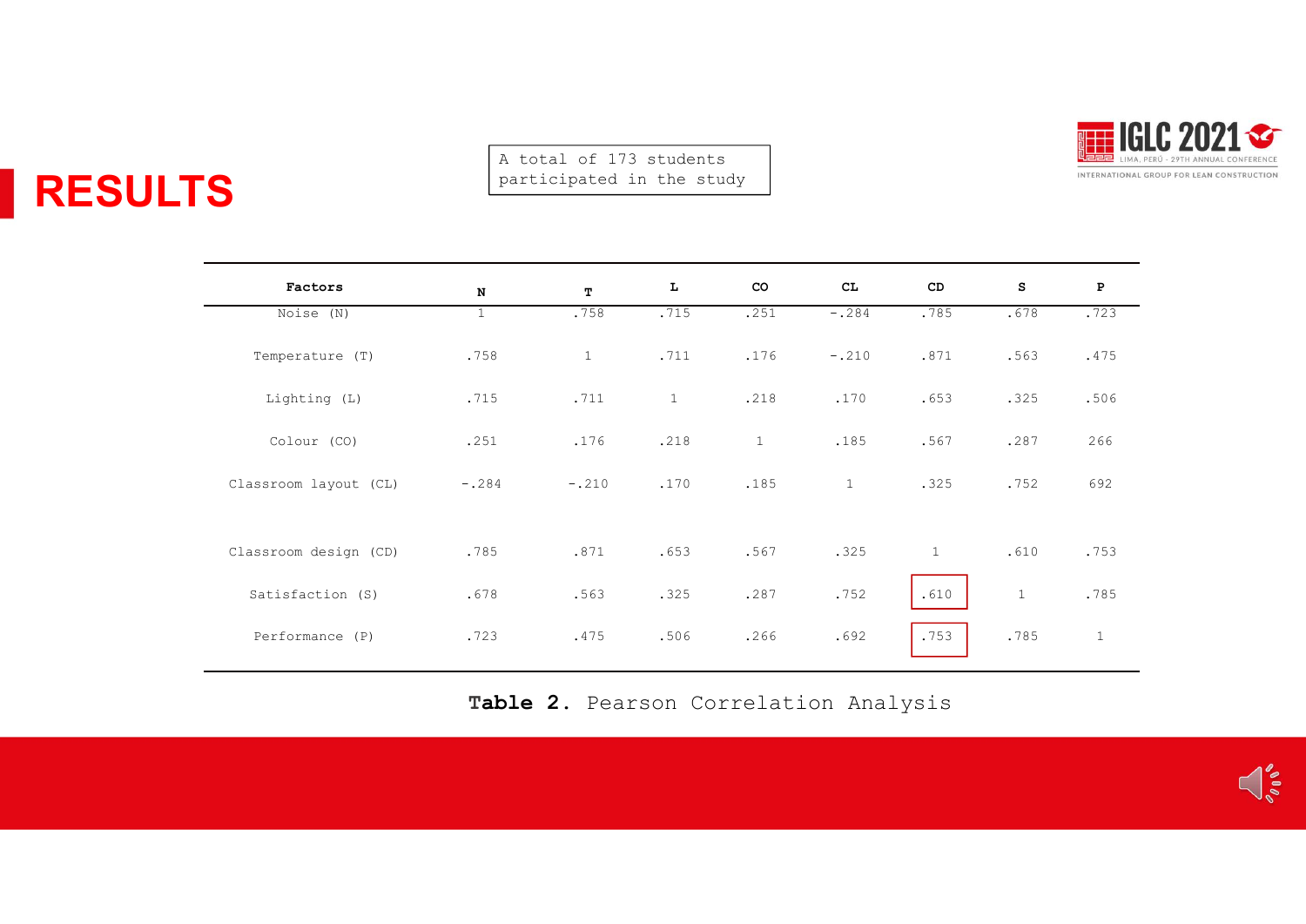# RESULTS

A total of 173 students participated in the study

| Factors | N | T | L | CO | CL | CD | S | P |
|---|---|---|---|---|---|---|---|---|
| Noise (N) | 1 | .758 | .715 | .251 | -.284 | .785 | .678 | .723 |
| Temperature (T) | .758 | 1 | .711 | .176 | -.210 | .871 | .563 | .475 |
| Lighting (L) | .715 | .711 | 1 | .218 | .170 | .653 | .325 | .506 |
| Colour (CO) | .251 | .176 | .218 | 1 | .185 | .567 | .287 | 266 |
| Classroom layout (CL) | -.284 | -.210 | .170 | .185 | 1 | .325 | .752 | 692 |
| Classroom design (CD) | .785 | .871 | .653 | .567 | .325 | 1 | .610 | .753 |
| Satisfaction (S) | .678 | .563 | .325 | .287 | .752 | .610 | 1 | .785 |
| Performance (P) | .723 | .475 | .506 | .266 | .692 | .753 | .785 | 1 |

**Table 2.** Pearson Correlation Analysis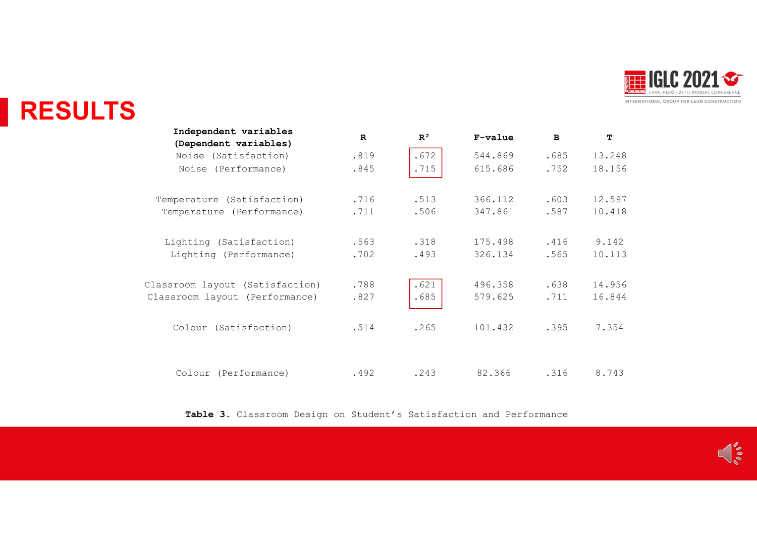# RESULTS

| Independent variables (Dependent variables) | R | $R^2$ | F-value | B | T |
|---|---|---|---|---|---|
| Noise (Satisfaction) | .819 | .672 | 544.869 | .685 | 13.248 |
| Noise (Performance) | .845 | .715 | 615.686 | .752 | 18.156 |
| Temperature (Satisfaction) | .716 | .513 | 366.112 | .603 | 12.597 |
| Temperature (Performance) | .711 | .506 | 347.861 | .587 | 10.418 |
| Lighting (Satisfaction) | .563 | .318 | 175.498 | .416 | 9.142 |
| Lighting (Performance) | .702 | .493 | 326.134 | .565 | 10.113 |
| Classroom layout (Satisfaction) | .788 | .621 | 496.358 | .638 | 14.956 |
| Classroom layout (Performance) | .827 | .685 | 579.625 | .711 | 16.844 |
| Colour (Satisfaction) | .514 | .265 | 101.432 | .395 | 7.354 |
| Colour (Performance) | .492 | .243 | 82.366 | .316 | 8.743 |

**Table 3.** Classroom Design on Student's Satisfaction and Performance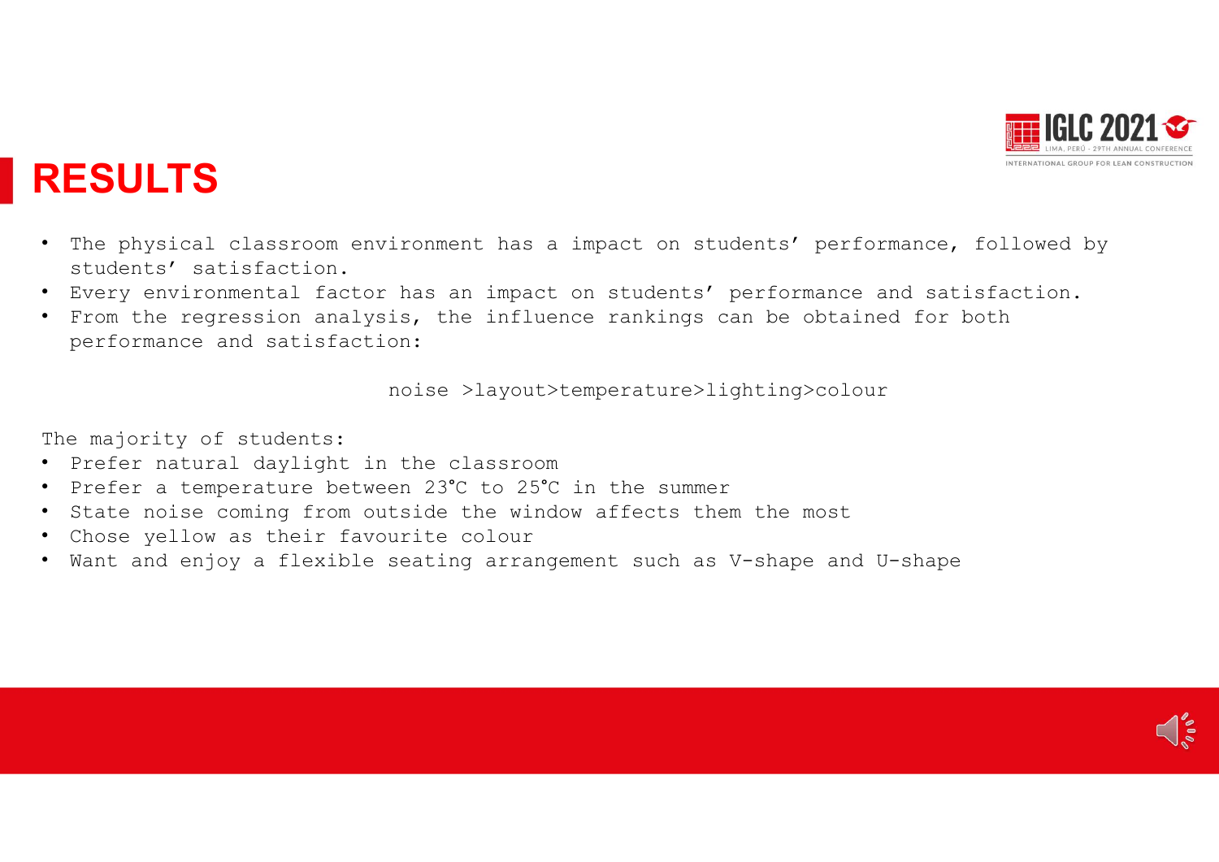# RESULTS

- The physical classroom environment has a impact on students' performance, followed by students' satisfaction.
- Every environmental factor has an impact on students' performance and satisfaction.
- From the regression analysis, the influence rankings can be obtained for both performance and satisfaction:

noise >layout>temperature>lighting>colour

The majority of students:

- Prefer natural daylight in the classroom
- Prefer a temperature between 23℃ to 25℃ in the summer
- State noise coming from outside the window affects them the most
- Chose yellow as their favourite colour
- Want and enjoy a flexible seating arrangement such as V-shape and U-shape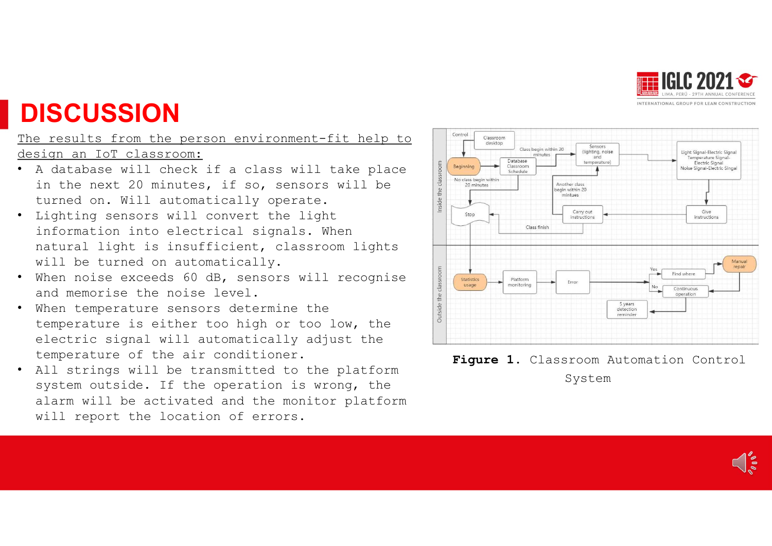# DISCUSSION

The results from the person environment-fit help to design an IoT classroom:

- A database will check if a class will take place in the next 20 minutes, if so, sensors will be turned on. Will automatically operate.
- Lighting sensors will convert the light information into electrical signals. When natural light is insufficient, classroom lights will be turned on automatically.
- When noise exceeds 60 dB, sensors will recognise and memorise the noise level.
- When temperature sensors determine the temperature is either too high or too low, the electric signal will automatically adjust the temperature of the air conditioner.
- All strings will be transmitted to the platform system outside. If the operation is wrong, the alarm will be activated and the monitor platform will report the location of errors.

**Figure 1.** Classroom Automation Control System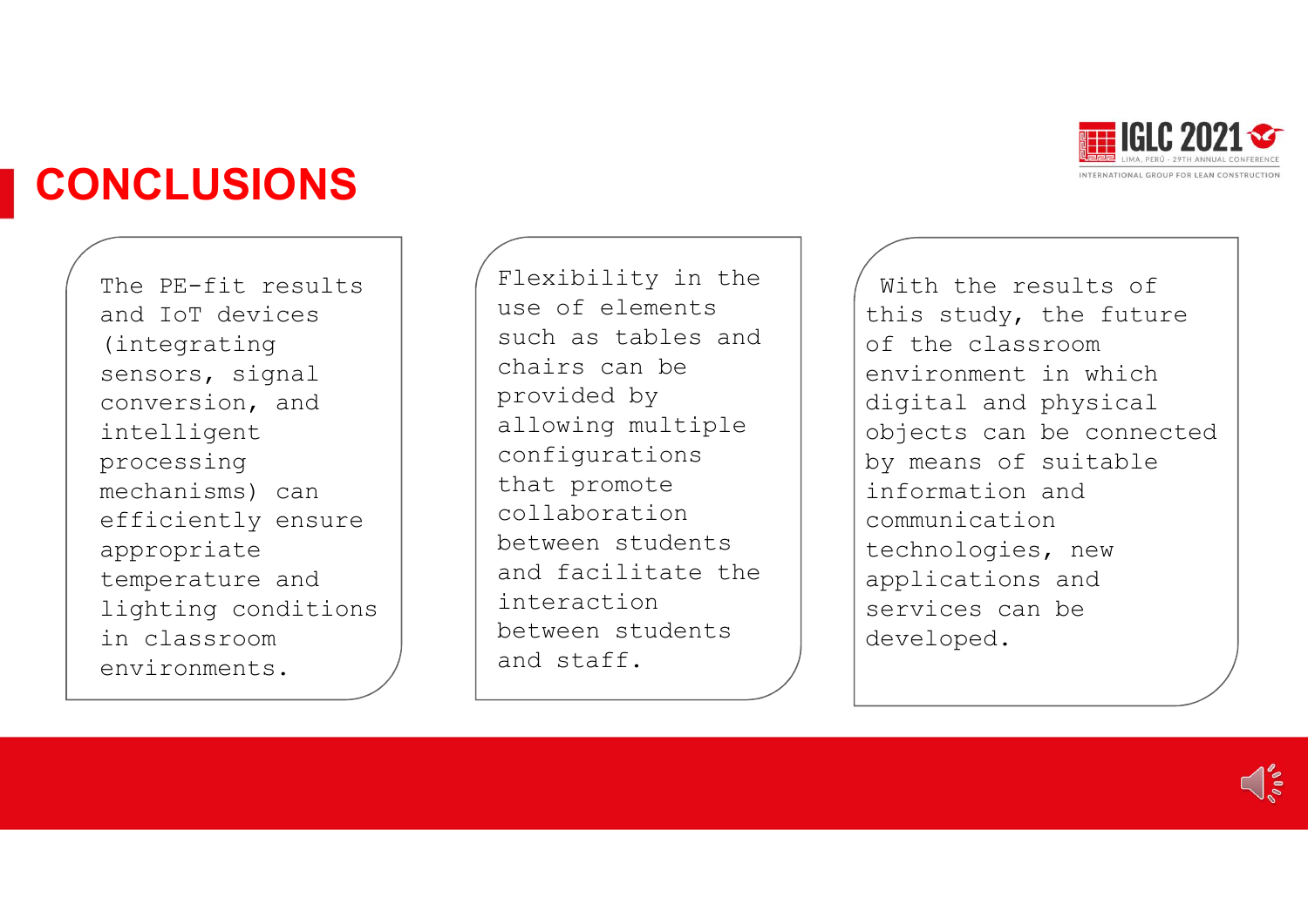# CONCLUSIONS

The PE-fit results and IoT devices (integrating sensors, signal conversion, and intelligent processing mechanisms) can efficiently ensure appropriate temperature and lighting conditions in classroom environments.

Flexibility in the use of elements such as tables and chairs can be provided by allowing multiple configurations that promote collaboration between students and facilitate the interaction between students and staff.

With the results of this study, the future of the classroom environment in which digital and physical objects can be connected by means of suitable information and communication technologies, new applications and services can be developed.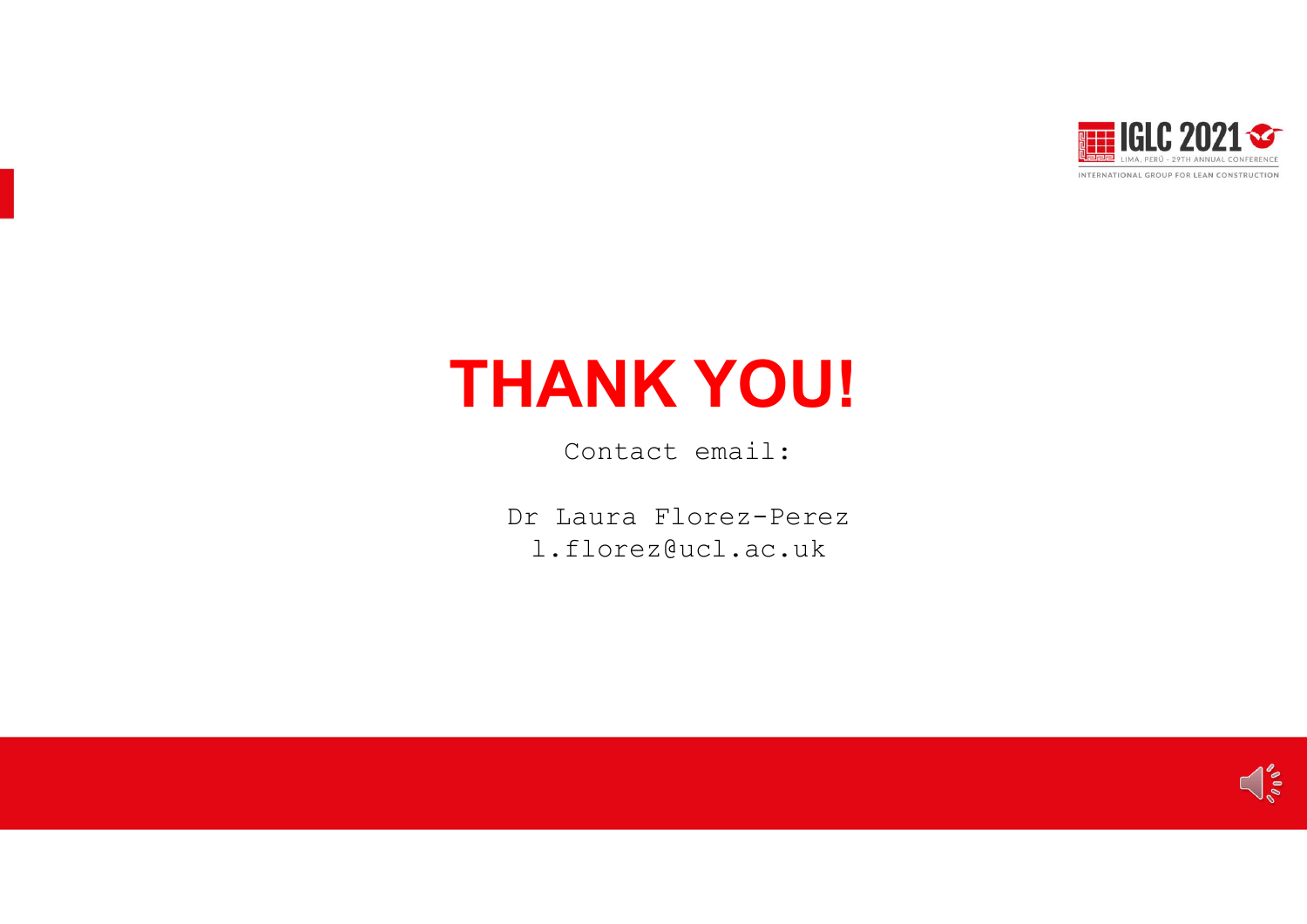# THANK YOU!

Contact email:

Dr Laura Florez-Perez
l.florez@ucl.ac.uk